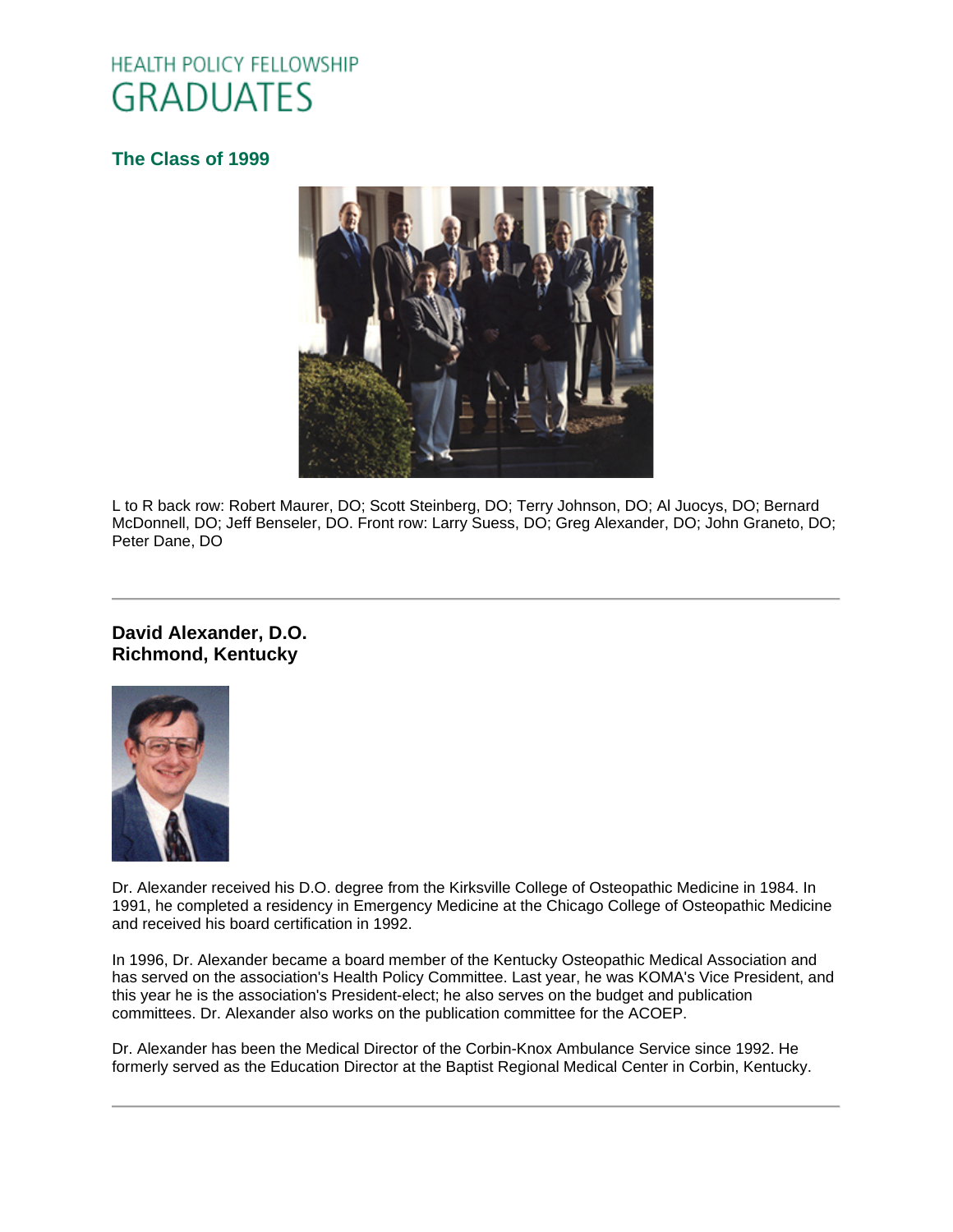# HEALTH POLICY FELLOWSHIP GRADUATES

## The Class of 1999

L to R back row: Robert Maurer, DO; Scott Steinberg, DO; Terry Johnson, DO; Al Juocys, DO; Bernard McDonnell, DO; Jeff Benseler, DO. Front row: Larry Suess, DO; Greg Alexander, DO; John Graneto, DO; Peter Dane, DO

---

### David Alexander, D.O.
### Richmond, Kentucky

Dr. Alexander received his D.O. degree from the Kirksville College of Osteopathic Medicine in 1984. In 1991, he completed a residency in Emergency Medicine at the Chicago College of Osteopathic Medicine and received his board certification in 1992.

In 1996, Dr. Alexander became a board member of the Kentucky Osteopathic Medical Association and has served on the association's Health Policy Committee. Last year, he was KOMA's Vice President, and this year he is the association's President-elect; he also serves on the budget and publication committees. Dr. Alexander also works on the publication committee for the ACOEP.

Dr. Alexander has been the Medical Director of the Corbin-Knox Ambulance Service since 1992. He formerly served as the Education Director at the Baptist Regional Medical Center in Corbin, Kentucky.

---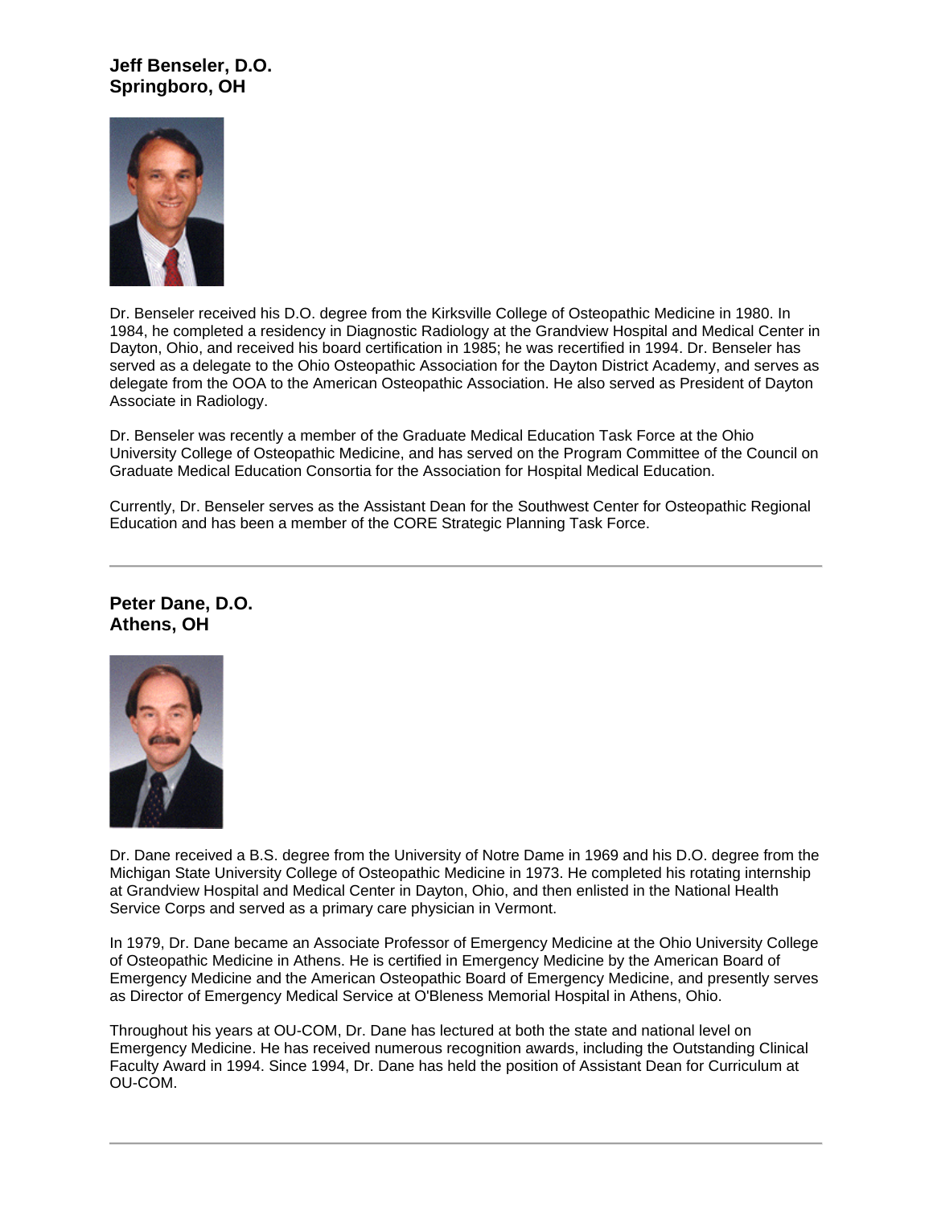**Jeff Benseler, D.O.**
**Springboro, OH**

Dr. Benseler received his D.O. degree from the Kirksville College of Osteopathic Medicine in 1980. In 1984, he completed a residency in Diagnostic Radiology at the Grandview Hospital and Medical Center in Dayton, Ohio, and received his board certification in 1985; he was recertified in 1994. Dr. Benseler has served as a delegate to the Ohio Osteopathic Association for the Dayton District Academy, and serves as delegate from the OOA to the American Osteopathic Association. He also served as President of Dayton Associate in Radiology.

Dr. Benseler was recently a member of the Graduate Medical Education Task Force at the Ohio University College of Osteopathic Medicine, and has served on the Program Committee of the Council on Graduate Medical Education Consortia for the Association for Hospital Medical Education.

Currently, Dr. Benseler serves as the Assistant Dean for the Southwest Center for Osteopathic Regional Education and has been a member of the CORE Strategic Planning Task Force.

---

**Peter Dane, D.O.**
**Athens, OH**

Dr. Dane received a B.S. degree from the University of Notre Dame in 1969 and his D.O. degree from the Michigan State University College of Osteopathic Medicine in 1973. He completed his rotating internship at Grandview Hospital and Medical Center in Dayton, Ohio, and then enlisted in the National Health Service Corps and served as a primary care physician in Vermont.

In 1979, Dr. Dane became an Associate Professor of Emergency Medicine at the Ohio University College of Osteopathic Medicine in Athens. He is certified in Emergency Medicine by the American Board of Emergency Medicine and the American Osteopathic Board of Emergency Medicine, and presently serves as Director of Emergency Medical Service at O'Bleness Memorial Hospital in Athens, Ohio.

Throughout his years at OU-COM, Dr. Dane has lectured at both the state and national level on Emergency Medicine. He has received numerous recognition awards, including the Outstanding Clinical Faculty Award in 1994. Since 1994, Dr. Dane has held the position of Assistant Dean for Curriculum at OU-COM.

---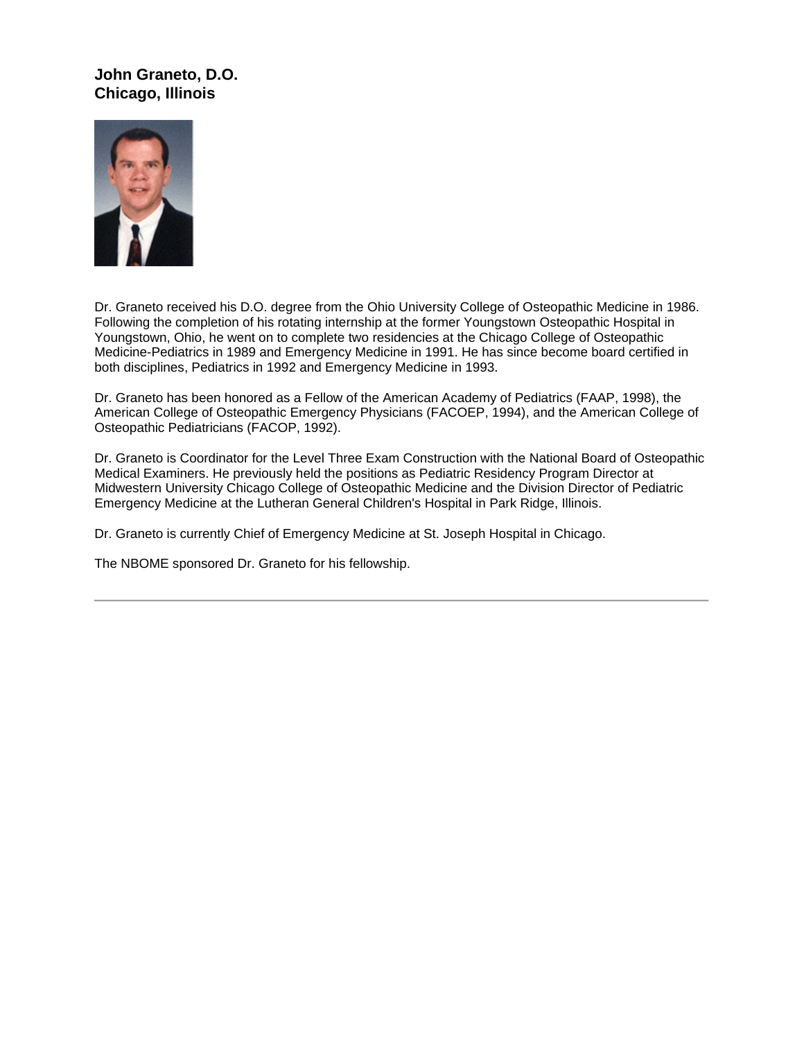## John Graneto, D.O.
## Chicago, Illinois

Dr. Graneto received his D.O. degree from the Ohio University College of Osteopathic Medicine in 1986. Following the completion of his rotating internship at the former Youngstown Osteopathic Hospital in Youngstown, Ohio, he went on to complete two residencies at the Chicago College of Osteopathic Medicine-Pediatrics in 1989 and Emergency Medicine in 1991. He has since become board certified in both disciplines, Pediatrics in 1992 and Emergency Medicine in 1993.

Dr. Graneto has been honored as a Fellow of the American Academy of Pediatrics (FAAP, 1998), the American College of Osteopathic Emergency Physicians (FACOEP, 1994), and the American College of Osteopathic Pediatricians (FACOP, 1992).

Dr. Graneto is Coordinator for the Level Three Exam Construction with the National Board of Osteopathic Medical Examiners. He previously held the positions as Pediatric Residency Program Director at Midwestern University Chicago College of Osteopathic Medicine and the Division Director of Pediatric Emergency Medicine at the Lutheran General Children's Hospital in Park Ridge, Illinois.

Dr. Graneto is currently Chief of Emergency Medicine at St. Joseph Hospital in Chicago.

The NBOME sponsored Dr. Graneto for his fellowship.

---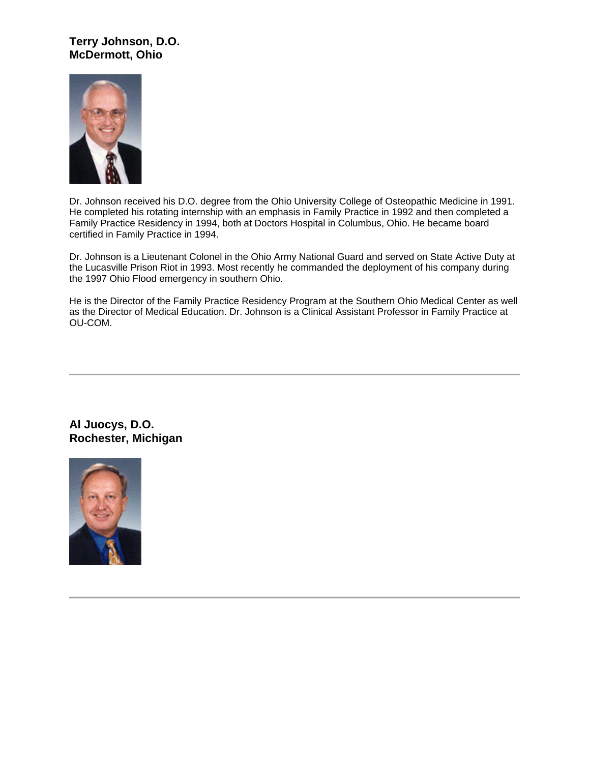**Terry Johnson, D.O.**
**McDermott, Ohio**

Dr. Johnson received his D.O. degree from the Ohio University College of Osteopathic Medicine in 1991. He completed his rotating internship with an emphasis in Family Practice in 1992 and then completed a Family Practice Residency in 1994, both at Doctors Hospital in Columbus, Ohio. He became board certified in Family Practice in 1994.

Dr. Johnson is a Lieutenant Colonel in the Ohio Army National Guard and served on State Active Duty at the Lucasville Prison Riot in 1993. Most recently he commanded the deployment of his company during the 1997 Ohio Flood emergency in southern Ohio.

He is the Director of the Family Practice Residency Program at the Southern Ohio Medical Center as well as the Director of Medical Education. Dr. Johnson is a Clinical Assistant Professor in Family Practice at OU-COM.

---

**Al Juocys, D.O.**
**Rochester, Michigan**

---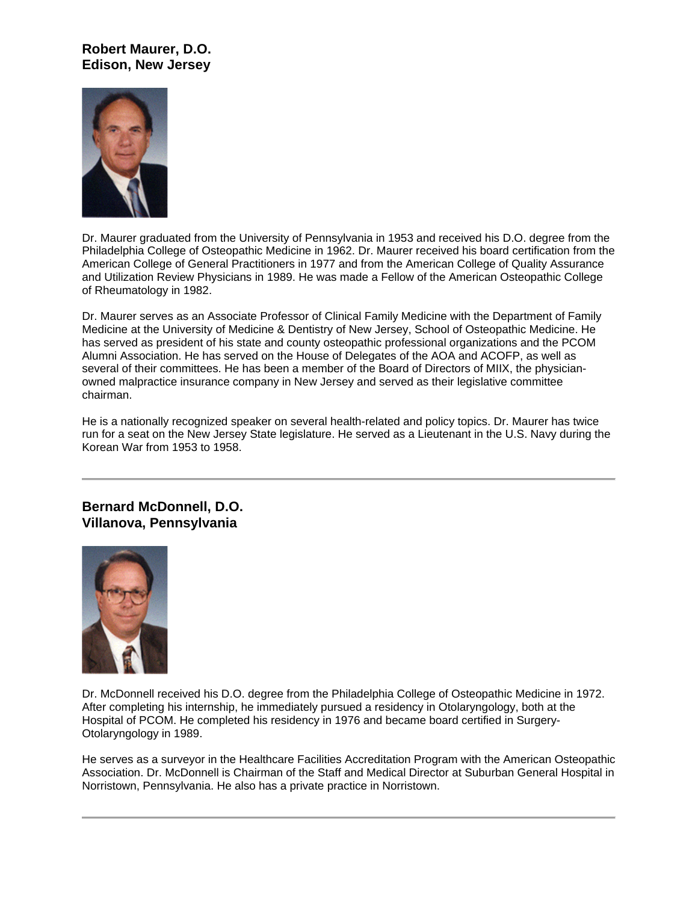## Robert Maurer, D.O.
## Edison, New Jersey

Dr. Maurer graduated from the University of Pennsylvania in 1953 and received his D.O. degree from the Philadelphia College of Osteopathic Medicine in 1962. Dr. Maurer received his board certification from the American College of General Practitioners in 1977 and from the American College of Quality Assurance and Utilization Review Physicians in 1989. He was made a Fellow of the American Osteopathic College of Rheumatology in 1982.

Dr. Maurer serves as an Associate Professor of Clinical Family Medicine with the Department of Family Medicine at the University of Medicine & Dentistry of New Jersey, School of Osteopathic Medicine. He has served as president of his state and county osteopathic professional organizations and the PCOM Alumni Association. He has served on the House of Delegates of the AOA and ACOFP, as well as several of their committees. He has been a member of the Board of Directors of MIIX, the physician-owned malpractice insurance company in New Jersey and served as their legislative committee chairman.

He is a nationally recognized speaker on several health-related and policy topics. Dr. Maurer has twice run for a seat on the New Jersey State legislature. He served as a Lieutenant in the U.S. Navy during the Korean War from 1953 to 1958.

---

## Bernard McDonnell, D.O.
## Villanova, Pennsylvania

Dr. McDonnell received his D.O. degree from the Philadelphia College of Osteopathic Medicine in 1972. After completing his internship, he immediately pursued a residency in Otolaryngology, both at the Hospital of PCOM. He completed his residency in 1976 and became board certified in Surgery-Otolaryngology in 1989.

He serves as a surveyor in the Healthcare Facilities Accreditation Program with the American Osteopathic Association. Dr. McDonnell is Chairman of the Staff and Medical Director at Suburban General Hospital in Norristown, Pennsylvania. He also has a private practice in Norristown.

---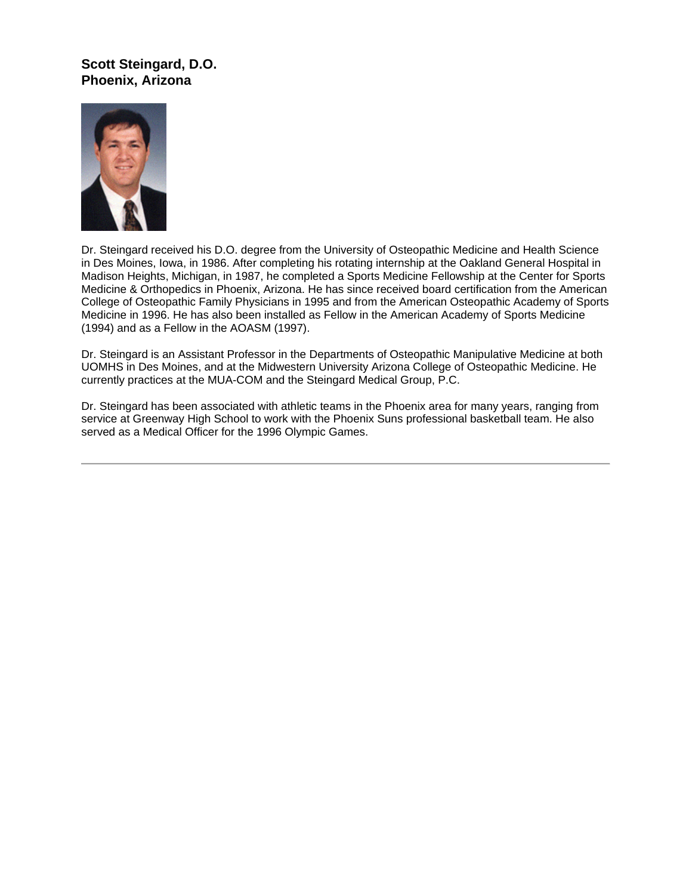**Scott Steingard, D.O.**
**Phoenix, Arizona**

Dr. Steingard received his D.O. degree from the University of Osteopathic Medicine and Health Science in Des Moines, Iowa, in 1986. After completing his rotating internship at the Oakland General Hospital in Madison Heights, Michigan, in 1987, he completed a Sports Medicine Fellowship at the Center for Sports Medicine & Orthopedics in Phoenix, Arizona. He has since received board certification from the American College of Osteopathic Family Physicians in 1995 and from the American Osteopathic Academy of Sports Medicine in 1996. He has also been installed as Fellow in the American Academy of Sports Medicine (1994) and as a Fellow in the AOASM (1997).

Dr. Steingard is an Assistant Professor in the Departments of Osteopathic Manipulative Medicine at both UOMHS in Des Moines, and at the Midwestern University Arizona College of Osteopathic Medicine. He currently practices at the MUA-COM and the Steingard Medical Group, P.C.

Dr. Steingard has been associated with athletic teams in the Phoenix area for many years, ranging from service at Greenway High School to work with the Phoenix Suns professional basketball team. He also served as a Medical Officer for the 1996 Olympic Games.

---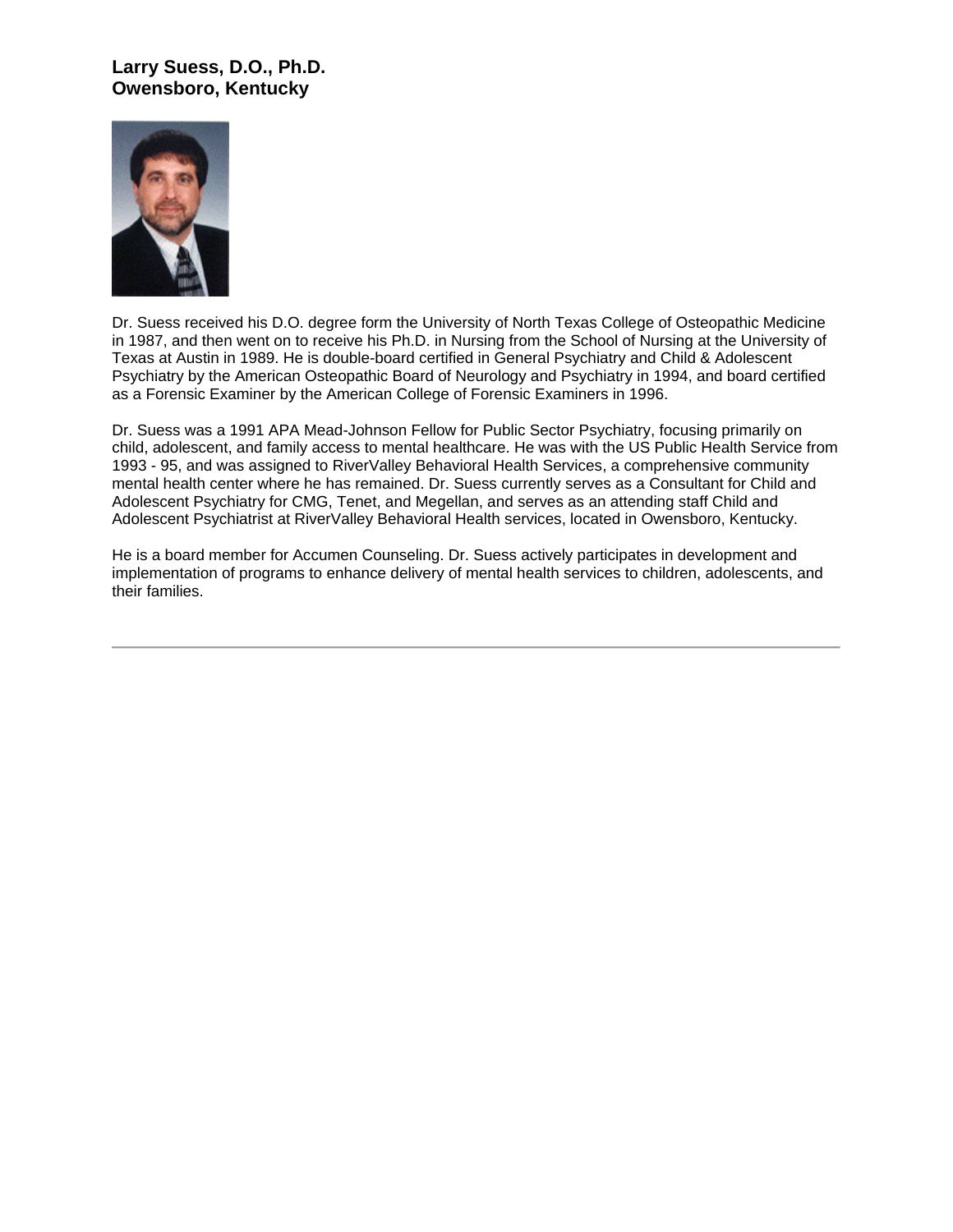**Larry Suess, D.O., Ph.D.**
**Owensboro, Kentucky**

Dr. Suess received his D.O. degree form the University of North Texas College of Osteopathic Medicine in 1987, and then went on to receive his Ph.D. in Nursing from the School of Nursing at the University of Texas at Austin in 1989. He is double-board certified in General Psychiatry and Child & Adolescent Psychiatry by the American Osteopathic Board of Neurology and Psychiatry in 1994, and board certified as a Forensic Examiner by the American College of Forensic Examiners in 1996.

Dr. Suess was a 1991 APA Mead-Johnson Fellow for Public Sector Psychiatry, focusing primarily on child, adolescent, and family access to mental healthcare. He was with the US Public Health Service from 1993 - 95, and was assigned to RiverValley Behavioral Health Services, a comprehensive community mental health center where he has remained. Dr. Suess currently serves as a Consultant for Child and Adolescent Psychiatry for CMG, Tenet, and Megellan, and serves as an attending staff Child and Adolescent Psychiatrist at RiverValley Behavioral Health services, located in Owensboro, Kentucky.

He is a board member for Accumen Counseling. Dr. Suess actively participates in development and implementation of programs to enhance delivery of mental health services to children, adolescents, and their families.

---